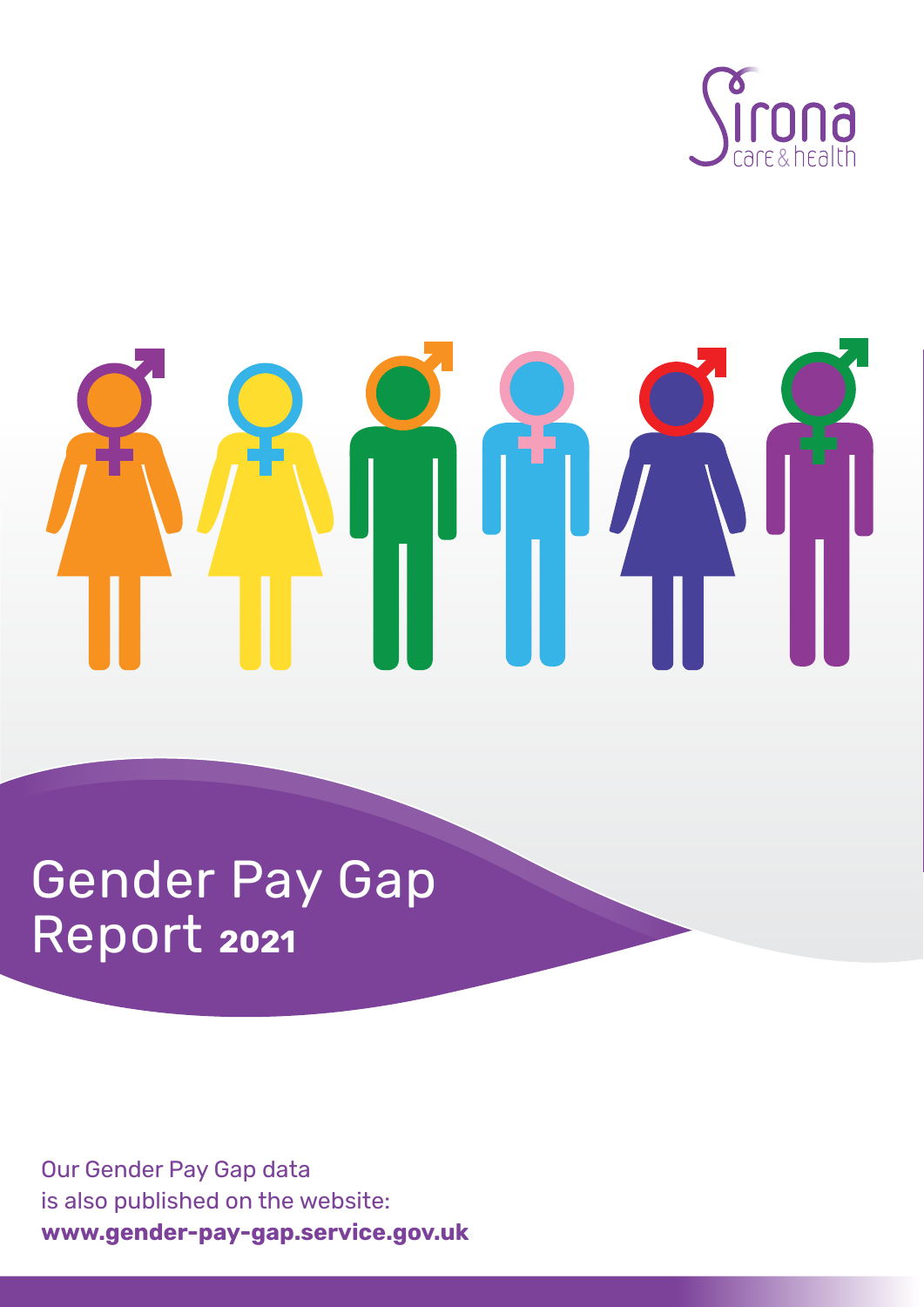Sirona care & health

# Gender Pay Gap Report 2021

Our Gender Pay Gap data
is also published on the website:
**www.gender-pay-gap.service.gov.uk**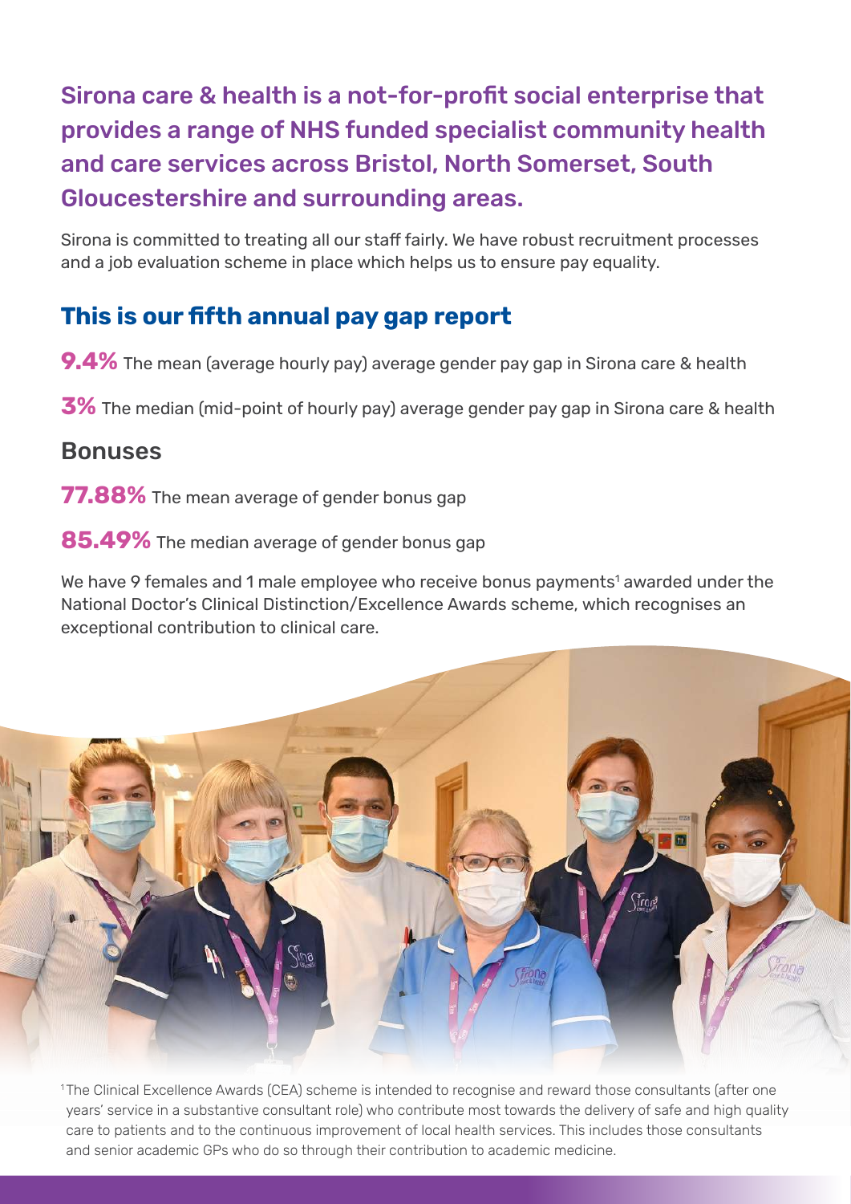# Sirona care & health is a not-for-profit social enterprise that provides a range of NHS funded specialist community health and care services across Bristol, North Somerset, South Gloucestershire and surrounding areas.

Sirona is committed to treating all our staff fairly. We have robust recruitment processes and a job evaluation scheme in place which helps us to ensure pay equality.

## This is our fifth annual pay gap report

**9.4%** The mean (average hourly pay) average gender pay gap in Sirona care & health

**3%** The median (mid-point of hourly pay) average gender pay gap in Sirona care & health

## Bonuses

**77.88%** The mean average of gender bonus gap

**85.49%** The median average of gender bonus gap

We have 9 females and 1 male employee who receive bonus payments[1] awarded under the National Doctor's Clinical Distinction/Excellence Awards scheme, which recognises an exceptional contribution to clinical care.

[1] The Clinical Excellence Awards (CEA) scheme is intended to recognise and reward those consultants (after one years' service in a substantive consultant role) who contribute most towards the delivery of safe and high quality care to patients and to the continuous improvement of local health services. This includes those consultants and senior academic GPs who do so through their contribution to academic medicine.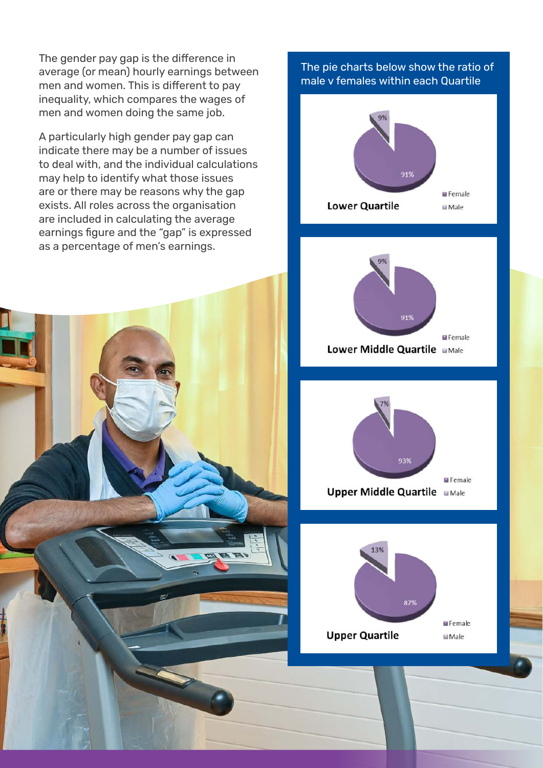The gender pay gap is the difference in average (or mean) hourly earnings between men and women. This is different to pay inequality, which compares the wages of men and women doing the same job.

A particularly high gender pay gap can indicate there may be a number of issues to deal with, and the individual calculations may help to identify what those issues are or there may be reasons why the gap exists. All roles across the organisation are included in calculating the average earnings figure and the "gap" is expressed as a percentage of men's earnings.

The pie charts below show the ratio of male v females within each Quartile

**Lower Quartile**

- Female: 91%
- Male: 9%

**Lower Middle Quartile**

- Female: 91%
- Male: 9%

**Upper Middle Quartile**

- Female: 93%
- Male: 7%

**Upper Quartile**

- Female: 87%
- Male: 13%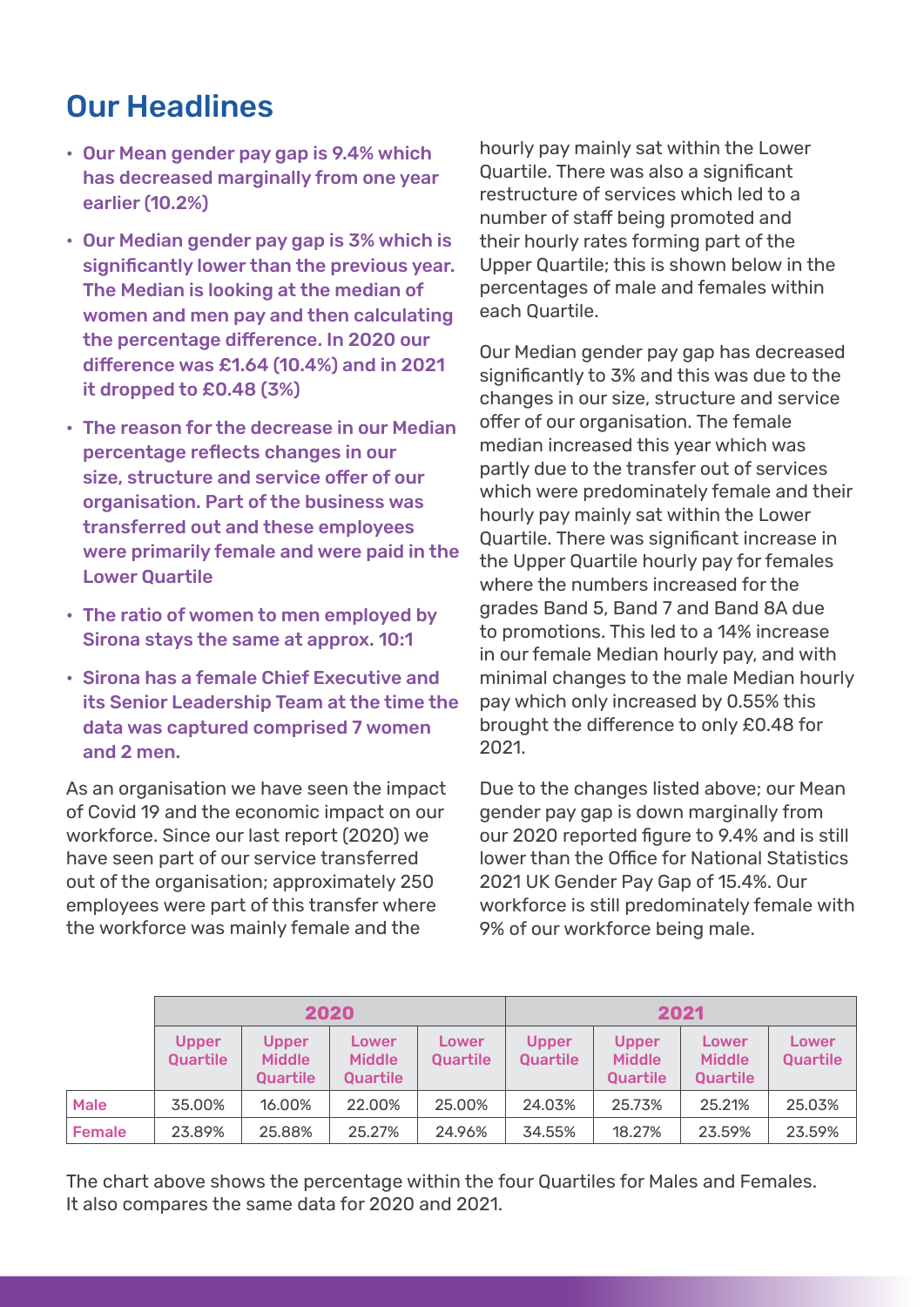# Our Headlines

- **Our Mean gender pay gap is 9.4% which has decreased marginally from one year earlier (10.2%)**
- **Our Median gender pay gap is 3% which is significantly lower than the previous year. The Median is looking at the median of women and men pay and then calculating the percentage difference. In 2020 our difference was £1.64 (10.4%) and in 2021 it dropped to £0.48 (3%)**
- **The reason for the decrease in our Median percentage reflects changes in our size, structure and service offer of our organisation. Part of the business was transferred out and these employees were primarily female and were paid in the Lower Quartile**
- **The ratio of women to men employed by Sirona stays the same at approx. 10:1**
- **Sirona has a female Chief Executive and its Senior Leadership Team at the time the data was captured comprised 7 women and 2 men.**

As an organisation we have seen the impact of Covid 19 and the economic impact on our workforce. Since our last report (2020) we have seen part of our service transferred out of the organisation; approximately 250 employees were part of this transfer where the workforce was mainly female and the hourly pay mainly sat within the Lower Quartile. There was also a significant restructure of services which led to a number of staff being promoted and their hourly rates forming part of the Upper Quartile; this is shown below in the percentages of male and females within each Quartile.

Our Median gender pay gap has decreased significantly to 3% and this was due to the changes in our size, structure and service offer of our organisation. The female median increased this year which was partly due to the transfer out of services which were predominately female and their hourly pay mainly sat within the Lower Quartile. There was significant increase in the Upper Quartile hourly pay for females where the numbers increased for the grades Band 5, Band 7 and Band 8A due to promotions. This led to a 14% increase in our female Median hourly pay, and with minimal changes to the male Median hourly pay which only increased by 0.55% this brought the difference to only £0.48 for 2021.

Due to the changes listed above; our Mean gender pay gap is down marginally from our 2020 reported figure to 9.4% and is still lower than the Office for National Statistics 2021 UK Gender Pay Gap of 15.4%. Our workforce is still predominately female with 9% of our workforce being male.

| | 2020 | | | | 2021 | | | |
|---|---|---|---|---|---|---|---|---|
| | Upper Quartile | Upper Middle Quartile | Lower Middle Quartile | Lower Quartile | Upper Quartile | Upper Middle Quartile | Lower Middle Quartile | Lower Quartile |
| Male | 35.00% | 16.00% | 22.00% | 25.00% | 24.03% | 25.73% | 25.21% | 25.03% |
| Female | 23.89% | 25.88% | 25.27% | 24.96% | 34.55% | 18.27% | 23.59% | 23.59% |

The chart above shows the percentage within the four Quartiles for Males and Females. It also compares the same data for 2020 and 2021.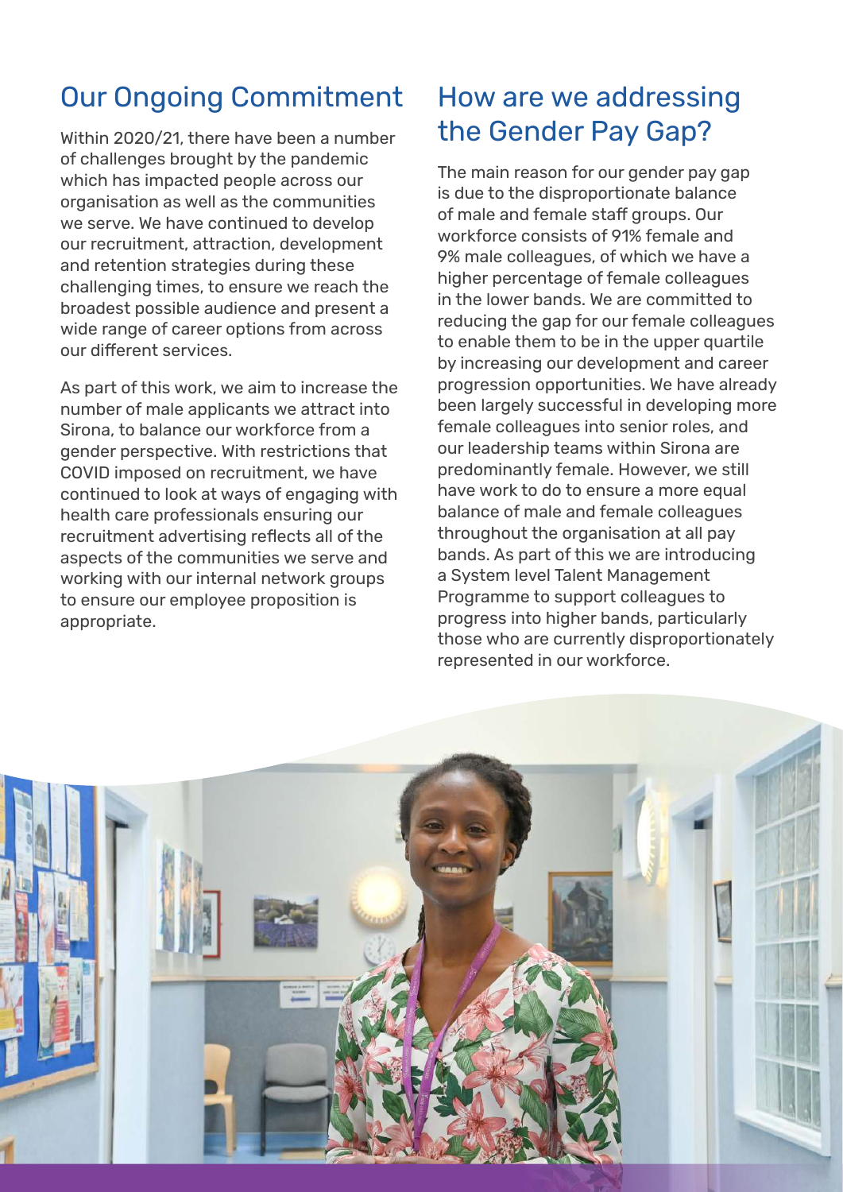## Our Ongoing Commitment

Within 2020/21, there have been a number of challenges brought by the pandemic which has impacted people across our organisation as well as the communities we serve. We have continued to develop our recruitment, attraction, development and retention strategies during these challenging times, to ensure we reach the broadest possible audience and present a wide range of career options from across our different services.

As part of this work, we aim to increase the number of male applicants we attract into Sirona, to balance our workforce from a gender perspective. With restrictions that COVID imposed on recruitment, we have continued to look at ways of engaging with health care professionals ensuring our recruitment advertising reflects all of the aspects of the communities we serve and working with our internal network groups to ensure our employee proposition is appropriate.

## How are we addressing the Gender Pay Gap?

The main reason for our gender pay gap is due to the disproportionate balance of male and female staff groups. Our workforce consists of 91% female and 9% male colleagues, of which we have a higher percentage of female colleagues in the lower bands. We are committed to reducing the gap for our female colleagues to enable them to be in the upper quartile by increasing our development and career progression opportunities. We have already been largely successful in developing more female colleagues into senior roles, and our leadership teams within Sirona are predominantly female. However, we still have work to do to ensure a more equal balance of male and female colleagues throughout the organisation at all pay bands. As part of this we are introducing a System level Talent Management Programme to support colleagues to progress into higher bands, particularly those who are currently disproportionately represented in our workforce.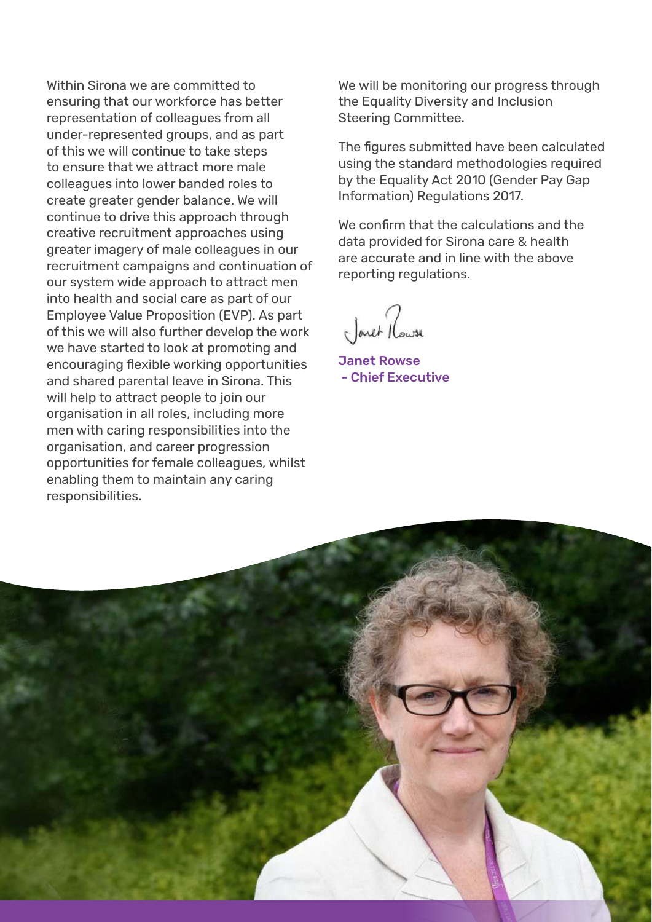Within Sirona we are committed to ensuring that our workforce has better representation of colleagues from all under-represented groups, and as part of this we will continue to take steps to ensure that we attract more male colleagues into lower banded roles to create greater gender balance. We will continue to drive this approach through creative recruitment approaches using greater imagery of male colleagues in our recruitment campaigns and continuation of our system wide approach to attract men into health and social care as part of our Employee Value Proposition (EVP). As part of this we will also further develop the work we have started to look at promoting and encouraging flexible working opportunities and shared parental leave in Sirona. This will help to attract people to join our organisation in all roles, including more men with caring responsibilities into the organisation, and career progression opportunities for female colleagues, whilst enabling them to maintain any caring responsibilities.

We will be monitoring our progress through the Equality Diversity and Inclusion Steering Committee.

The figures submitted have been calculated using the standard methodologies required by the Equality Act 2010 (Gender Pay Gap Information) Regulations 2017.

We confirm that the calculations and the data provided for Sirona care & health are accurate and in line with the above reporting regulations.

**Janet Rowse**
**- Chief Executive**